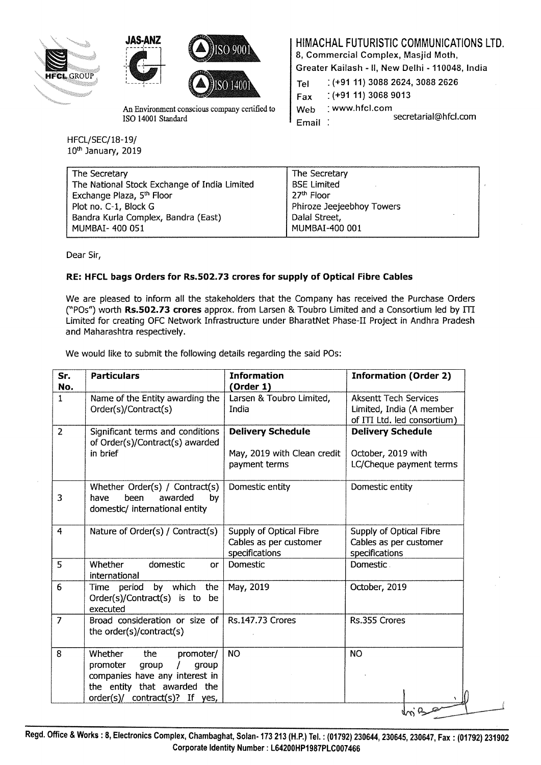JAS-ANZ

ISO 9001

ISO 14001

An Environment conscious company certified to ISO 14001 Standard

**HIMACHAL FUTURISTIC COMMUNICATIONS LTD.**
8, Commercial Complex, Masjid Moth,
Greater Kailash - II, New Delhi - 110048, India
Tel : (+91 11) 3088 2624, 3088 2626
Fax : (+91 11) 3068 9013
Web : www.hfcl.com
Email : secretarial@hfcl.com

HFCL/SEC/18-19/
10th January, 2019

| The Secretary<br>The National Stock Exchange of India Limited<br>Exchange Plaza, 5th Floor<br>Plot no. C-1, Block G<br>Bandra Kurla Complex, Bandra (East)<br>MUMBAI- 400 051 | The Secretary<br>BSE Limited<br>27th Floor<br>Phiroze Jeejeebhoy Towers<br>Dalal Street,<br>MUMBAI-400 001 |
|---|---|

Dear Sir,

**RE: HFCL bags Orders for Rs.502.73 crores for supply of Optical Fibre Cables**

We are pleased to inform all the stakeholders that the Company has received the Purchase Orders ("POs") worth **Rs.502.73 crores** approx. from Larsen & Toubro Limited and a Consortium led by ITI Limited for creating OFC Network Infrastructure under BharatNet Phase-II Project in Andhra Pradesh and Maharashtra respectively.

We would like to submit the following details regarding the said POs:

| Sr. No. | Particulars | Information (Order 1) | Information (Order 2) |
|---|---|---|---|
| 1 | Name of the Entity awarding the Order(s)/Contract(s) | Larsen & Toubro Limited, India | Aksentt Tech Services Limited, India (A member of ITI Ltd. led consortium) |
| 2 | Significant terms and conditions of Order(s)/Contract(s) awarded in brief | **Delivery Schedule**<br>May, 2019 with Clean credit payment terms | **Delivery Schedule**<br>October, 2019 with LC/Cheque payment terms |
| 3 | Whether Order(s) / Contract(s) have been awarded by domestic/ international entity | Domestic entity | Domestic entity |
| 4 | Nature of Order(s) / Contract(s) | Supply of Optical Fibre Cables as per customer specifications | Supply of Optical Fibre Cables as per customer specifications |
| 5 | Whether domestic or international | Domestic | Domestic |
| 6 | Time period by which the Order(s)/Contract(s) is to be executed | May, 2019 | October, 2019 |
| 7 | Broad consideration or size of the order(s)/contract(s) | Rs.147.73 Crores | Rs.355 Crores |
| 8 | Whether the promoter/ promoter group / group companies have any interest in the entity that awarded the order(s)/ contract(s)? If yes, | NO | NO |

**Regd. Office & Works : 8, Electronics Complex, Chambaghat, Solan- 173 213 (H.P.) Tel. : (01792) 230644, 230645, 230647, Fax : (01792) 231902**
**Corporate Identity Number : L64200HP1987PLC007466**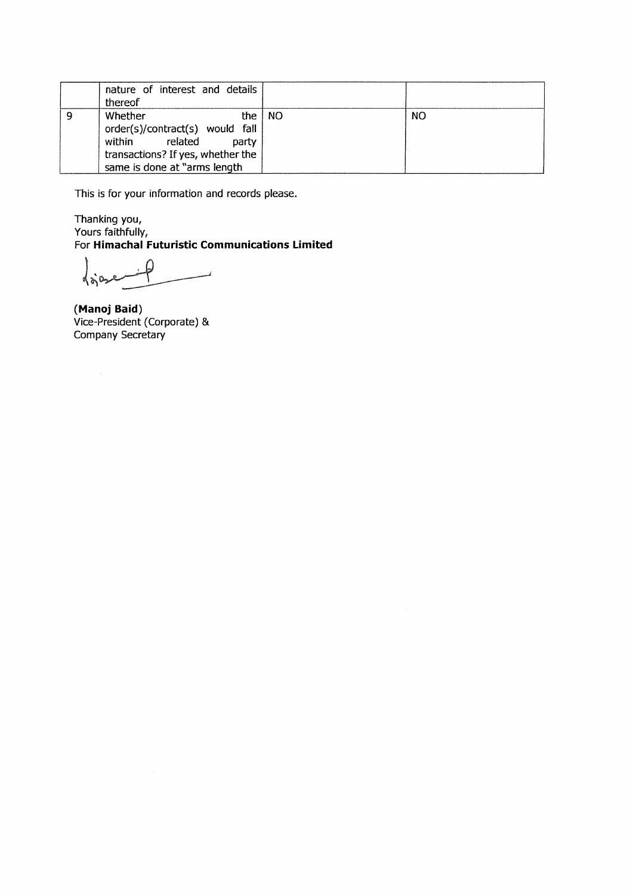| | | | |
|---|---|---|---|
| | nature of interest and details thereof | | |
| 9 | Whether the order(s)/contract(s) would fall within related party transactions? If yes, whether the same is done at "arms length | NO | NO |

This is for your information and records please.

Thanking you,
Yours faithfully,
For **Himachal Futuristic Communications Limited**

**(Manoj Baid)**
Vice-President (Corporate) &
Company Secretary